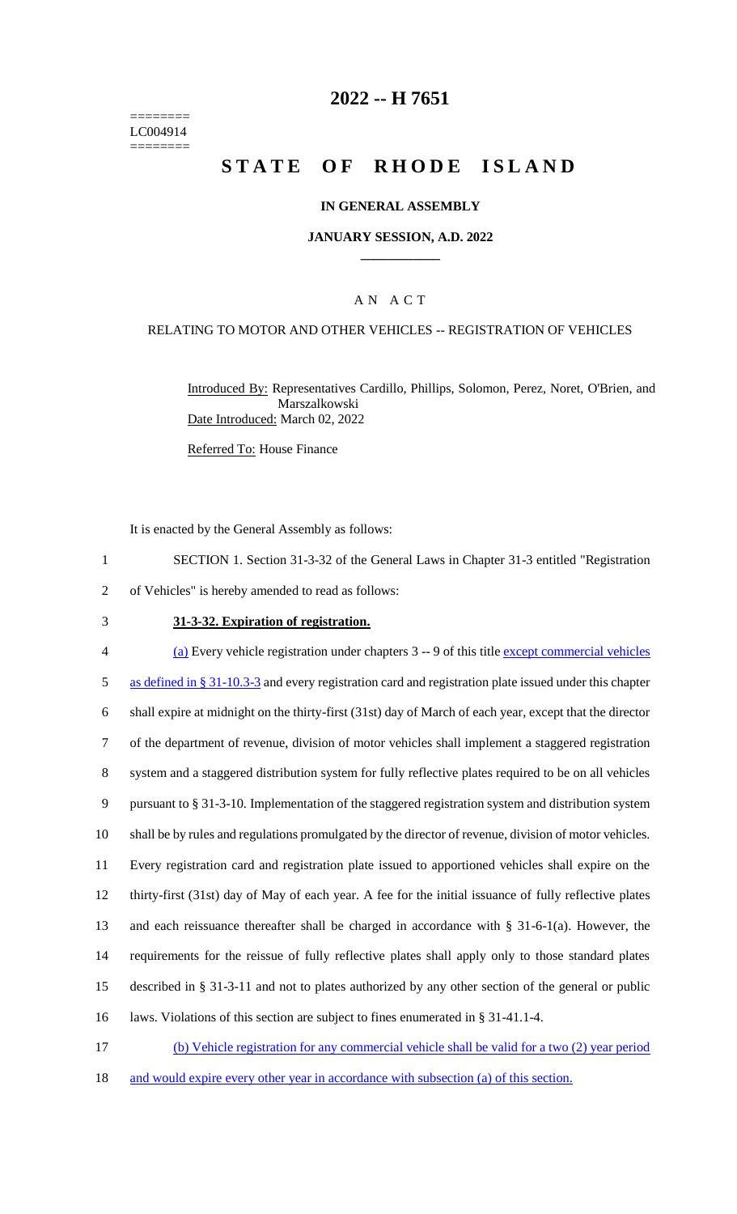========
LC004914
========

# 2022 -- H 7651

# STATE OF RHODE ISLAND

## IN GENERAL ASSEMBLY

### JANUARY SESSION, A.D. 2022

---

### A N A C T

RELATING TO MOTOR AND OTHER VEHICLES -- REGISTRATION OF VEHICLES

Introduced By: Representatives Cardillo, Phillips, Solomon, Perez, Noret, O'Brien, and Marszalkowski

Date Introduced: March 02, 2022

Referred To: House Finance

It is enacted by the General Assembly as follows:

1 SECTION 1. Section 31-3-32 of the General Laws in Chapter 31-3 entitled "Registration
2 of Vehicles" is hereby amended to read as follows:

3 **31-3-32. Expiration of registration.**

4 (a) Every vehicle registration under chapters 3 -- 9 of this title except commercial vehicles
5 as defined in § 31-10.3-3 and every registration card and registration plate issued under this chapter
6 shall expire at midnight on the thirty-first (31st) day of March of each year, except that the director
7 of the department of revenue, division of motor vehicles shall implement a staggered registration
8 system and a staggered distribution system for fully reflective plates required to be on all vehicles
9 pursuant to § 31-3-10. Implementation of the staggered registration system and distribution system
10 shall be by rules and regulations promulgated by the director of revenue, division of motor vehicles.
11 Every registration card and registration plate issued to apportioned vehicles shall expire on the
12 thirty-first (31st) day of May of each year. A fee for the initial issuance of fully reflective plates
13 and each reissuance thereafter shall be charged in accordance with § 31-6-1(a). However, the
14 requirements for the reissue of fully reflective plates shall apply only to those standard plates
15 described in § 31-3-11 and not to plates authorized by any other section of the general or public
16 laws. Violations of this section are subject to fines enumerated in § 31-41.1-4.

17 (b) Vehicle registration for any commercial vehicle shall be valid for a two (2) year period
18 and would expire every other year in accordance with subsection (a) of this section.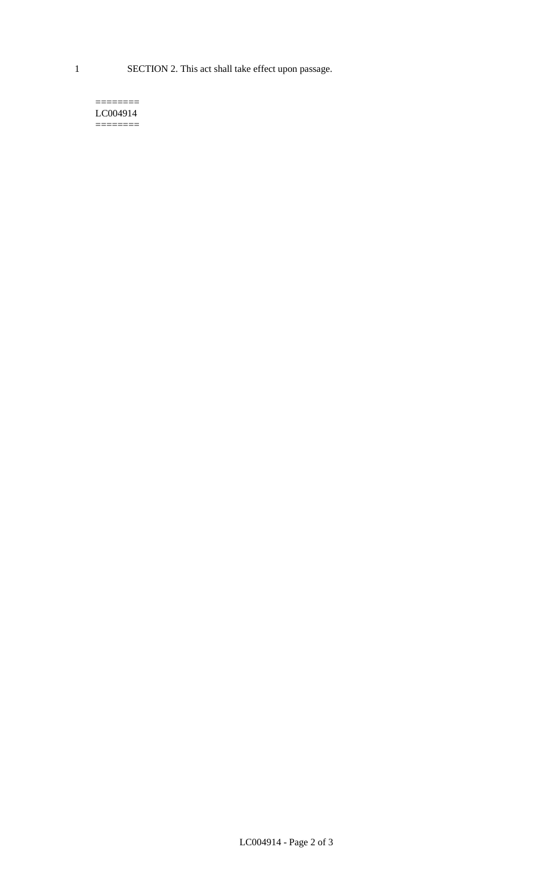1 SECTION 2. This act shall take effect upon passage.

========
LC004914
========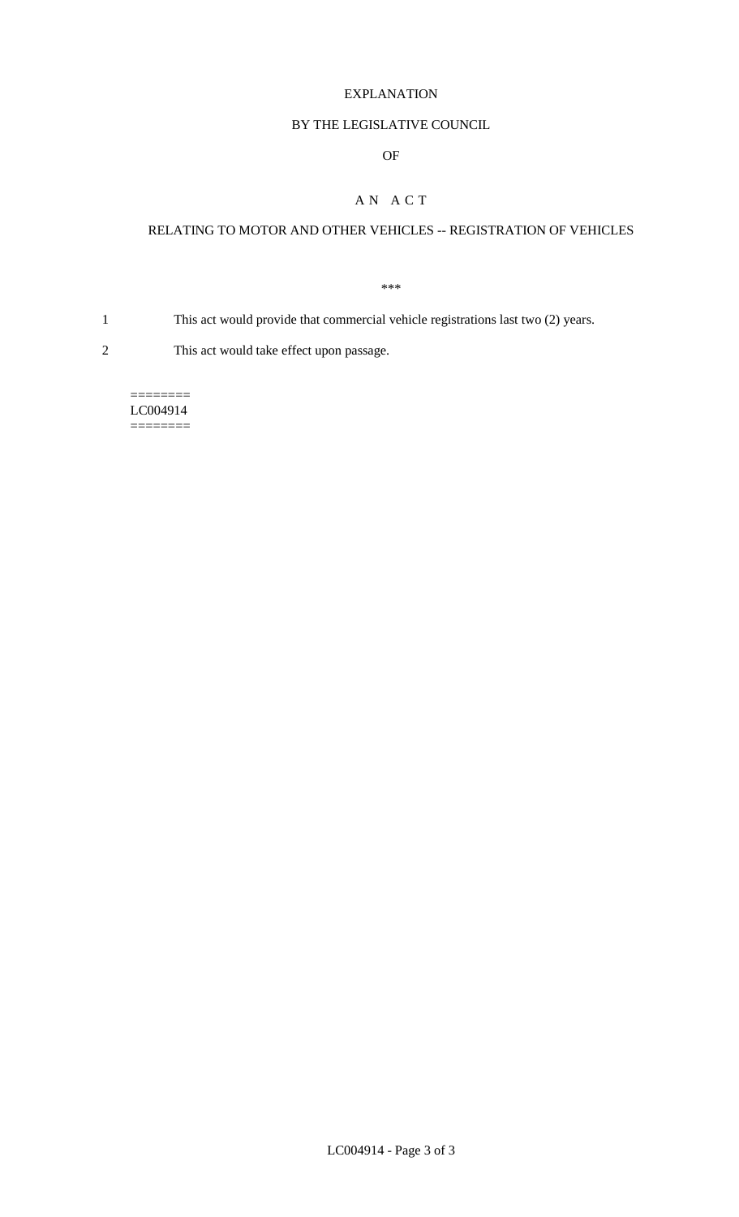EXPLANATION

BY THE LEGISLATIVE COUNCIL

OF

A N A C T

RELATING TO MOTOR AND OTHER VEHICLES -- REGISTRATION OF VEHICLES

***

1 This act would provide that commercial vehicle registrations last two (2) years.

2 This act would take effect upon passage.

========
LC004914
========